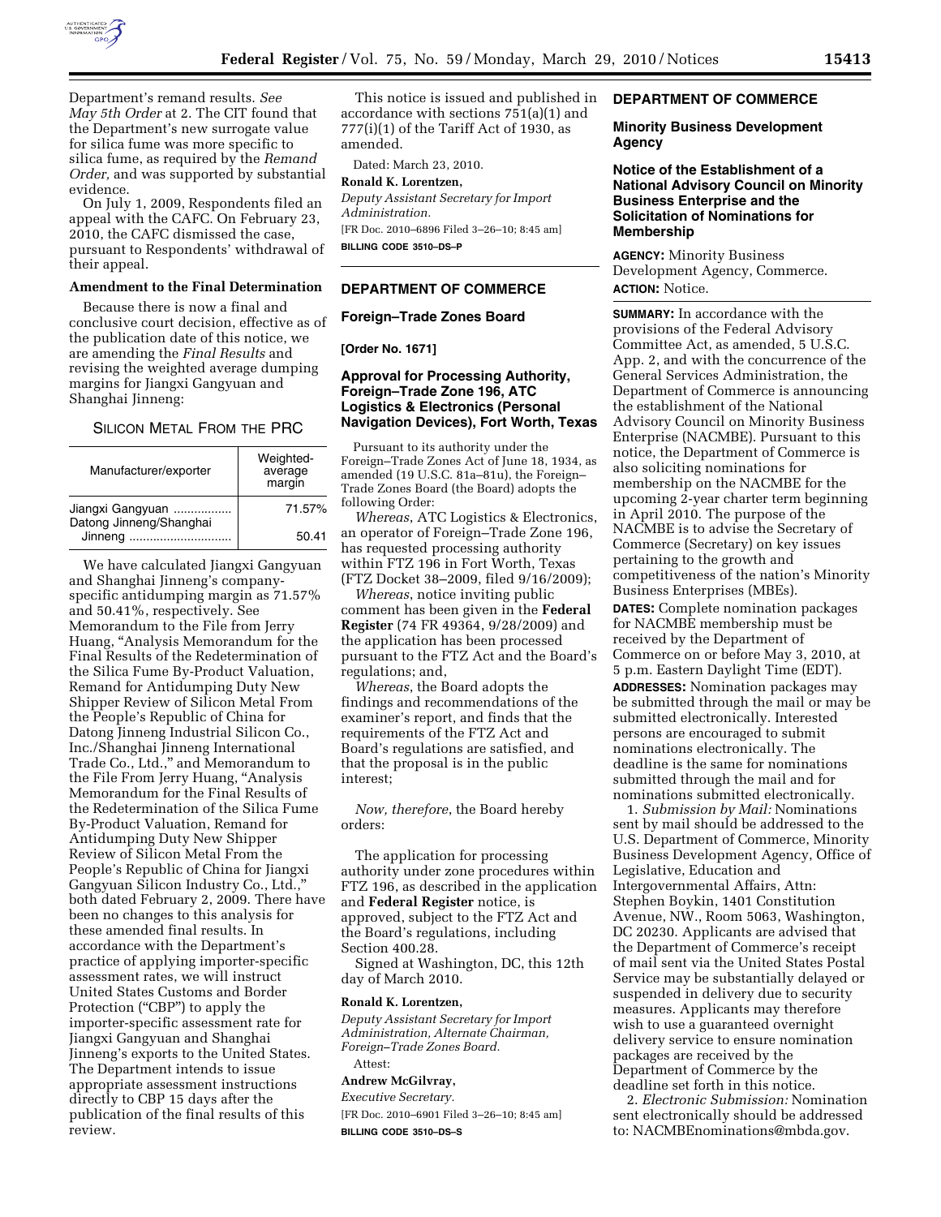Department's remand results. *See May 5th Order* at 2. The CIT found that the Department's new surrogate value for silica fume was more specific to silica fume, as required by the *Remand Order,* and was supported by substantial evidence.

On July 1, 2009, Respondents filed an appeal with the CAFC. On February 23, 2010, the CAFC dismissed the case, pursuant to Respondents' withdrawal of their appeal.

**Amendment to the Final Determination**

Because there is now a final and conclusive court decision, effective as of the publication date of this notice, we are amending the *Final Results* and revising the weighted average dumping margins for Jiangxi Gangyuan and Shanghai Jinneng:

SILICON METAL FROM THE PRC

| Manufacturer/exporter | Weighted-average margin |
|---|---|
| Jiangxi Gangyuan | 71.57% |
| Datong Jinneng/Shanghai Jinneng | 50.41 |

We have calculated Jiangxi Gangyuan and Shanghai Jinneng's company-specific antidumping margin as 71.57% and 50.41%, respectively. See Memorandum to the File from Jerry Huang, "Analysis Memorandum for the Final Results of the Redetermination of the Silica Fume By-Product Valuation, Remand for Antidumping Duty New Shipper Review of Silicon Metal From the People's Republic of China for Datong Jinneng Industrial Silicon Co., Inc./Shanghai Jinneng International Trade Co., Ltd.," and Memorandum to the File From Jerry Huang, "Analysis Memorandum for the Final Results of the Redetermination of the Silica Fume By-Product Valuation, Remand for Antidumping Duty New Shipper Review of Silicon Metal From the People's Republic of China for Jiangxi Gangyuan Silicon Industry Co., Ltd.," both dated February 2, 2009. There have been no changes to this analysis for these amended final results. In accordance with the Department's practice of applying importer-specific assessment rates, we will instruct United States Customs and Border Protection ("CBP") to apply the importer-specific assessment rate for Jiangxi Gangyuan and Shanghai Jinneng's exports to the United States. The Department intends to issue appropriate assessment instructions directly to CBP 15 days after the publication of the final results of this review.

This notice is issued and published in accordance with sections 751(a)(1) and 777(i)(1) of the Tariff Act of 1930, as amended.

Dated: March 23, 2010.

**Ronald K. Lorentzen,**

*Deputy Assistant Secretary for Import Administration.*

[FR Doc. 2010–6896 Filed 3–26–10; 8:45 am]

**BILLING CODE 3510–DS–P**

---

**DEPARTMENT OF COMMERCE**

**Foreign–Trade Zones Board**

**[Order No. 1671]**

## Approval for Processing Authority, Foreign–Trade Zone 196, ATC Logistics & Electronics (Personal Navigation Devices), Fort Worth, Texas

Pursuant to its authority under the Foreign–Trade Zones Act of June 18, 1934, as amended (19 U.S.C. 81a–81u), the Foreign–Trade Zones Board (the Board) adopts the following Order:

*Whereas*, ATC Logistics & Electronics, an operator of Foreign–Trade Zone 196, has requested processing authority within FTZ 196 in Fort Worth, Texas (FTZ Docket 38–2009, filed 9/16/2009);

*Whereas*, notice inviting public comment has been given in the **Federal Register** (74 FR 49364, 9/28/2009) and the application has been processed pursuant to the FTZ Act and the Board's regulations; and,

*Whereas*, the Board adopts the findings and recommendations of the examiner's report, and finds that the requirements of the FTZ Act and Board's regulations are satisfied, and that the proposal is in the public interest;

*Now, therefore*, the Board hereby orders:

The application for processing authority under zone procedures within FTZ 196, as described in the application and **Federal Register** notice, is approved, subject to the FTZ Act and the Board's regulations, including Section 400.28.

Signed at Washington, DC, this 12th day of March 2010.

**Ronald K. Lorentzen,**

*Deputy Assistant Secretary for Import Administration, Alternate Chairman, Foreign–Trade Zones Board.*

Attest:

**Andrew McGilvray,**

*Executive Secretary.*

[FR Doc. 2010–6901 Filed 3–26–10; 8:45 am]

**BILLING CODE 3510–DS–S**

---

**DEPARTMENT OF COMMERCE**

**Minority Business Development Agency**

## Notice of the Establishment of a National Advisory Council on Minority Business Enterprise and the Solicitation of Nominations for Membership

**AGENCY:** Minority Business Development Agency, Commerce.

**ACTION:** Notice.

**SUMMARY:** In accordance with the provisions of the Federal Advisory Committee Act, as amended, 5 U.S.C. App. 2, and with the concurrence of the General Services Administration, the Department of Commerce is announcing the establishment of the National Advisory Council on Minority Business Enterprise (NACMBE). Pursuant to this notice, the Department of Commerce is also soliciting nominations for membership on the NACMBE for the upcoming 2-year charter term beginning in April 2010. The purpose of the NACMBE is to advise the Secretary of Commerce (Secretary) on key issues pertaining to the growth and competitiveness of the nation's Minority Business Enterprises (MBEs).

**DATES:** Complete nomination packages for NACMBE membership must be received by the Department of Commerce on or before May 3, 2010, at 5 p.m. Eastern Daylight Time (EDT).

**ADDRESSES:** Nomination packages may be submitted through the mail or may be submitted electronically. Interested persons are encouraged to submit nominations electronically. The deadline is the same for nominations submitted through the mail and for nominations submitted electronically.

1. *Submission by Mail:* Nominations sent by mail should be addressed to the U.S. Department of Commerce, Minority Business Development Agency, Office of Legislative, Education and Intergovernmental Affairs, Attn: Stephen Boykin, 1401 Constitution Avenue, NW., Room 5063, Washington, DC 20230. Applicants are advised that the Department of Commerce's receipt of mail sent via the United States Postal Service may be substantially delayed or suspended in delivery due to security measures. Applicants may therefore wish to use a guaranteed overnight delivery service to ensure nomination packages are received by the Department of Commerce by the deadline set forth in this notice.

2. *Electronic Submission:* Nomination sent electronically should be addressed to: NACMBEnominations@mbda.gov.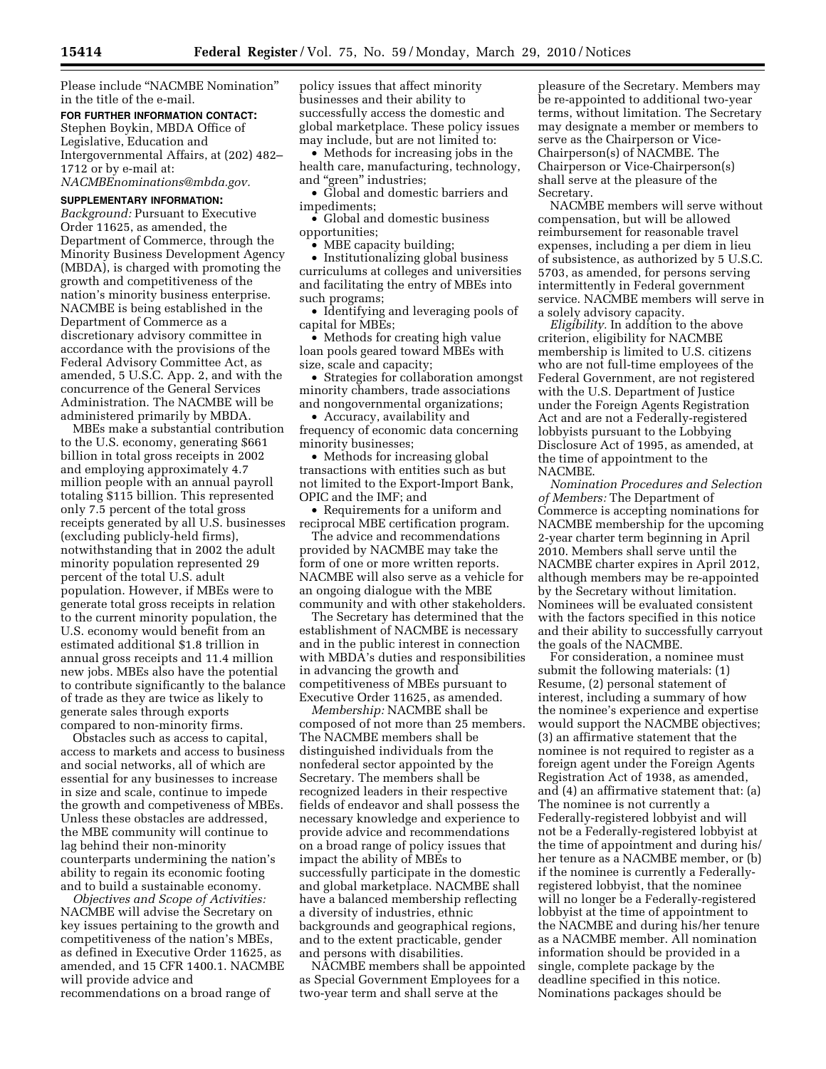Please include "NACMBE Nomination" in the title of the e-mail.

**FOR FURTHER INFORMATION CONTACT:** Stephen Boykin, MBDA Office of Legislative, Education and Intergovernmental Affairs, at (202) 482–1712 or by e-mail at: *NACMBEnominations@mbda.gov.*

**SUPPLEMENTARY INFORMATION:**

*Background:* Pursuant to Executive Order 11625, as amended, the Department of Commerce, through the Minority Business Development Agency (MBDA), is charged with promoting the growth and competitiveness of the nation's minority business enterprise. NACMBE is being established in the Department of Commerce as a discretionary advisory committee in accordance with the provisions of the Federal Advisory Committee Act, as amended, 5 U.S.C. App. 2, and with the concurrence of the General Services Administration. The NACMBE will be administered primarily by MBDA.

MBEs make a substantial contribution to the U.S. economy, generating $661 billion in total gross receipts in 2002 and employing approximately 4.7 million people with an annual payroll totaling $115 billion. This represented only 7.5 percent of the total gross receipts generated by all U.S. businesses (excluding publicly-held firms), notwithstanding that in 2002 the adult minority population represented 29 percent of the total U.S. adult population. However, if MBEs were to generate total gross receipts in relation to the current minority population, the U.S. economy would benefit from an estimated additional $1.8 trillion in annual gross receipts and 11.4 million new jobs. MBEs also have the potential to contribute significantly to the balance of trade as they are twice as likely to generate sales through exports compared to non-minority firms.

Obstacles such as access to capital, access to markets and access to business and social networks, all of which are essential for any businesses to increase in size and scale, continue to impede the growth and competiveness of MBEs. Unless these obstacles are addressed, the MBE community will continue to lag behind their non-minority counterparts undermining the nation's ability to regain its economic footing and to build a sustainable economy.

*Objectives and Scope of Activities:* NACMBE will advise the Secretary on key issues pertaining to the growth and competitiveness of the nation's MBEs, as defined in Executive Order 11625, as amended, and 15 CFR 1400.1. NACMBE will provide advice and recommendations on a broad range of policy issues that affect minority businesses and their ability to successfully access the domestic and global marketplace. These policy issues may include, but are not limited to:

- Methods for increasing jobs in the health care, manufacturing, technology, and "green" industries;
- Global and domestic barriers and impediments;
- Global and domestic business opportunities;
- MBE capacity building;
- Institutionalizing global business curriculums at colleges and universities and facilitating the entry of MBEs into such programs;
- Identifying and leveraging pools of capital for MBEs;
- Methods for creating high value loan pools geared toward MBEs with size, scale and capacity;
- Strategies for collaboration amongst minority chambers, trade associations and nongovernmental organizations;
- Accuracy, availability and frequency of economic data concerning minority businesses;
- Methods for increasing global transactions with entities such as but not limited to the Export-Import Bank, OPIC and the IMF; and
- Requirements for a uniform and reciprocal MBE certification program.

The advice and recommendations provided by NACMBE may take the form of one or more written reports. NACMBE will also serve as a vehicle for an ongoing dialogue with the MBE community and with other stakeholders.

The Secretary has determined that the establishment of NACMBE is necessary and in the public interest in connection with MBDA's duties and responsibilities in advancing the growth and competitiveness of MBEs pursuant to Executive Order 11625, as amended.

*Membership:* NACMBE shall be composed of not more than 25 members. The NACMBE members shall be distinguished individuals from the nonfederal sector appointed by the Secretary. The members shall be recognized leaders in their respective fields of endeavor and shall possess the necessary knowledge and experience to provide advice and recommendations on a broad range of policy issues that impact the ability of MBEs to successfully participate in the domestic and global marketplace. NACMBE shall have a balanced membership reflecting a diversity of industries, ethnic backgrounds and geographical regions, and to the extent practicable, gender and persons with disabilities.

NACMBE members shall be appointed as Special Government Employees for a two-year term and shall serve at the pleasure of the Secretary. Members may be re-appointed to additional two-year terms, without limitation. The Secretary may designate a member or members to serve as the Chairperson or Vice-Chairperson(s) of NACMBE. The Chairperson or Vice-Chairperson(s) shall serve at the pleasure of the Secretary.

NACMBE members will serve without compensation, but will be allowed reimbursement for reasonable travel expenses, including a per diem in lieu of subsistence, as authorized by 5 U.S.C. 5703, as amended, for persons serving intermittently in Federal government service. NACMBE members will serve in a solely advisory capacity.

*Eligibility.* In addition to the above criterion, eligibility for NACMBE membership is limited to U.S. citizens who are not full-time employees of the Federal Government, are not registered with the U.S. Department of Justice under the Foreign Agents Registration Act and are not a Federally-registered lobbyists pursuant to the Lobbying Disclosure Act of 1995, as amended, at the time of appointment to the NACMBE.

*Nomination Procedures and Selection of Members:* The Department of Commerce is accepting nominations for NACMBE membership for the upcoming 2-year charter term beginning in April 2010. Members shall serve until the NACMBE charter expires in April 2012, although members may be re-appointed by the Secretary without limitation. Nominees will be evaluated consistent with the factors specified in this notice and their ability to successfully carryout the goals of the NACMBE.

For consideration, a nominee must submit the following materials: (1) Resume, (2) personal statement of interest, including a summary of how the nominee's experience and expertise would support the NACMBE objectives; (3) an affirmative statement that the nominee is not required to register as a foreign agent under the Foreign Agents Registration Act of 1938, as amended, and (4) an affirmative statement that: (a) The nominee is not currently a Federally-registered lobbyist and will not be a Federally-registered lobbyist at the time of appointment and during his/her tenure as a NACMBE member, or (b) if the nominee is currently a Federally-registered lobbyist, that the nominee will no longer be a Federally-registered lobbyist at the time of appointment to the NACMBE and during his/her tenure as a NACMBE member. All nomination information should be provided in a single, complete package by the deadline specified in this notice. Nominations packages should be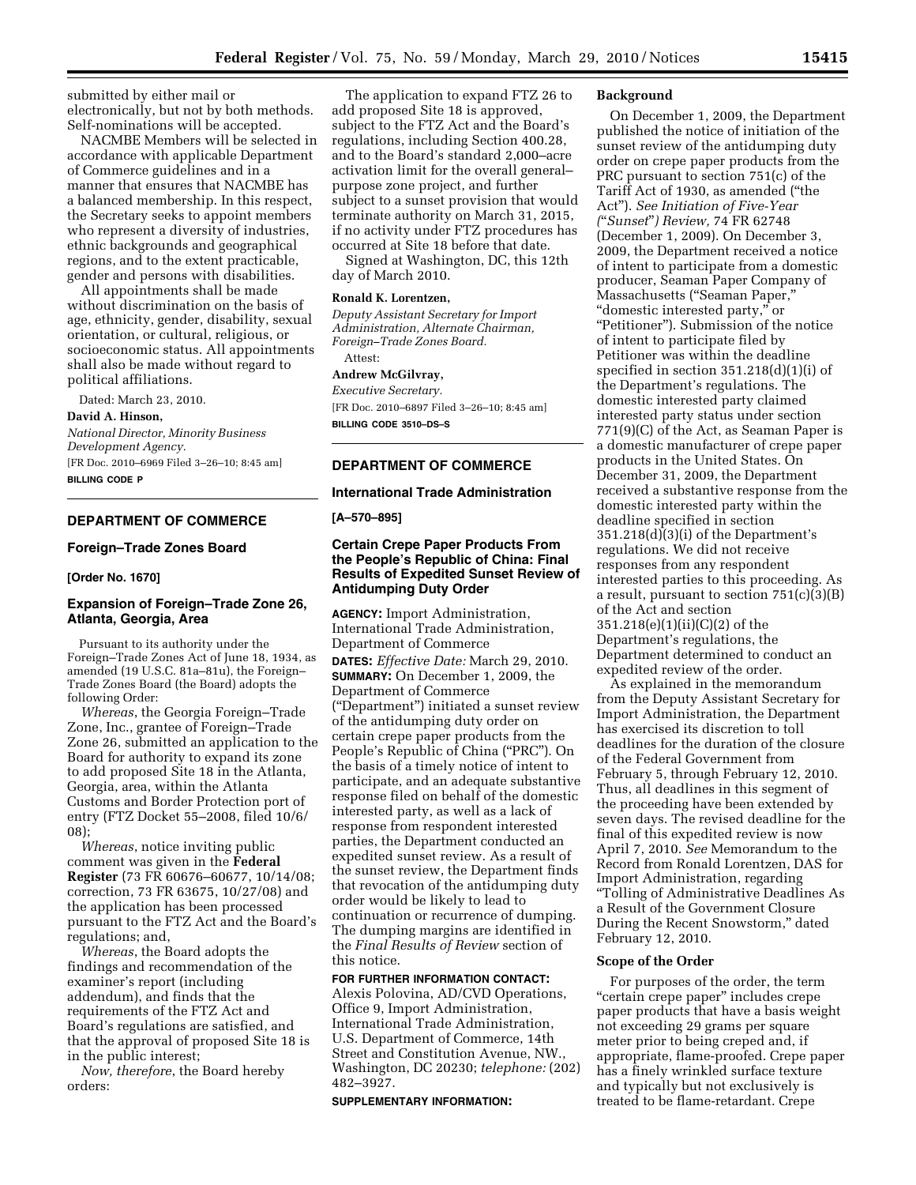submitted by either mail or electronically, but not by both methods. Self-nominations will be accepted.

NACMBE Members will be selected in accordance with applicable Department of Commerce guidelines and in a manner that ensures that NACMBE has a balanced membership. In this respect, the Secretary seeks to appoint members who represent a diversity of industries, ethnic backgrounds and geographical regions, and to the extent practicable, gender and persons with disabilities.

All appointments shall be made without discrimination on the basis of age, ethnicity, gender, disability, sexual orientation, or cultural, religious, or socioeconomic status. All appointments shall also be made without regard to political affiliations.

Dated: March 23, 2010.

**David A. Hinson,**

*National Director, Minority Business Development Agency.*

[FR Doc. 2010–6969 Filed 3–26–10; 8:45 am]

**BILLING CODE P**

---

## DEPARTMENT OF COMMERCE

### Foreign–Trade Zones Board

**[Order No. 1670]**

### Expansion of Foreign–Trade Zone 26, Atlanta, Georgia, Area

Pursuant to its authority under the Foreign–Trade Zones Act of June 18, 1934, as amended (19 U.S.C. 81a–81u), the Foreign–Trade Zones Board (the Board) adopts the following Order:

*Whereas*, the Georgia Foreign–Trade Zone, Inc., grantee of Foreign–Trade Zone 26, submitted an application to the Board for authority to expand its zone to add proposed Site 18 in the Atlanta, Georgia, area, within the Atlanta Customs and Border Protection port of entry (FTZ Docket 55–2008, filed 10/6/08);

*Whereas*, notice inviting public comment was given in the **Federal Register** (73 FR 60676–60677, 10/14/08; correction, 73 FR 63675, 10/27/08) and the application has been processed pursuant to the FTZ Act and the Board's regulations; and,

*Whereas*, the Board adopts the findings and recommendation of the examiner's report (including addendum), and finds that the requirements of the FTZ Act and Board's regulations are satisfied, and that the approval of proposed Site 18 is in the public interest;

*Now, therefore*, the Board hereby orders:

The application to expand FTZ 26 to add proposed Site 18 is approved, subject to the FTZ Act and the Board's regulations, including Section 400.28, and to the Board's standard 2,000–acre activation limit for the overall general–purpose zone project, and further subject to a sunset provision that would terminate authority on March 31, 2015, if no activity under FTZ procedures has occurred at Site 18 before that date.

Signed at Washington, DC, this 12th day of March 2010.

**Ronald K. Lorentzen,**

*Deputy Assistant Secretary for Import Administration, Alternate Chairman, Foreign–Trade Zones Board.*

Attest:

**Andrew McGilvray,**

*Executive Secretary.*

[FR Doc. 2010–6897 Filed 3–26–10; 8:45 am]

**BILLING CODE 3510–DS–S**

---

## DEPARTMENT OF COMMERCE

### International Trade Administration

**[A–570–895]**

### Certain Crepe Paper Products From the People's Republic of China: Final Results of Expedited Sunset Review of Antidumping Duty Order

**AGENCY:** Import Administration, International Trade Administration, Department of Commerce

**DATES:** *Effective Date:* March 29, 2010.

**SUMMARY:** On December 1, 2009, the Department of Commerce ("Department") initiated a sunset review of the antidumping duty order on certain crepe paper products from the People's Republic of China ("PRC"). On the basis of a timely notice of intent to participate, and an adequate substantive response filed on behalf of the domestic interested party, as well as a lack of response from respondent interested parties, the Department conducted an expedited sunset review. As a result of the sunset review, the Department finds that revocation of the antidumping duty order would be likely to lead to continuation or recurrence of dumping. The dumping margins are identified in the *Final Results of Review* section of this notice.

**FOR FURTHER INFORMATION CONTACT:** Alexis Polovina, AD/CVD Operations, Office 9, Import Administration, International Trade Administration, U.S. Department of Commerce, 14th Street and Constitution Avenue, NW., Washington, DC 20230; *telephone:* (202) 482–3927.

**SUPPLEMENTARY INFORMATION:**

#### Background

On December 1, 2009, the Department published the notice of initiation of the sunset review of the antidumping duty order on crepe paper products from the PRC pursuant to section 751(c) of the Tariff Act of 1930, as amended ("the Act"). *See Initiation of Five-Year ("Sunset") Review,* 74 FR 62748 (December 1, 2009). On December 3, 2009, the Department received a notice of intent to participate from a domestic producer, Seaman Paper Company of Massachusetts ("Seaman Paper," "domestic interested party," or "Petitioner"). Submission of the notice of intent to participate filed by Petitioner was within the deadline specified in section 351.218(d)(1)(i) of the Department's regulations. The domestic interested party claimed interested party status under section 771(9)(C) of the Act, as Seaman Paper is a domestic manufacturer of crepe paper products in the United States. On December 31, 2009, the Department received a substantive response from the domestic interested party within the deadline specified in section 351.218(d)(3)(i) of the Department's regulations. We did not receive responses from any respondent interested parties to this proceeding. As a result, pursuant to section 751(c)(3)(B) of the Act and section 351.218(e)(1)(ii)(C)(2) of the Department's regulations, the Department determined to conduct an expedited review of the order.

As explained in the memorandum from the Deputy Assistant Secretary for Import Administration, the Department has exercised its discretion to toll deadlines for the duration of the closure of the Federal Government from February 5, through February 12, 2010. Thus, all deadlines in this segment of the proceeding have been extended by seven days. The revised deadline for the final of this expedited review is now April 7, 2010. *See* Memorandum to the Record from Ronald Lorentzen, DAS for Import Administration, regarding "Tolling of Administrative Deadlines As a Result of the Government Closure During the Recent Snowstorm," dated February 12, 2010.

#### Scope of the Order

For purposes of the order, the term "certain crepe paper" includes crepe paper products that have a basis weight not exceeding 29 grams per square meter prior to being creped and, if appropriate, flame-proofed. Crepe paper has a finely wrinkled surface texture and typically but not exclusively is treated to be flame-retardant. Crepe